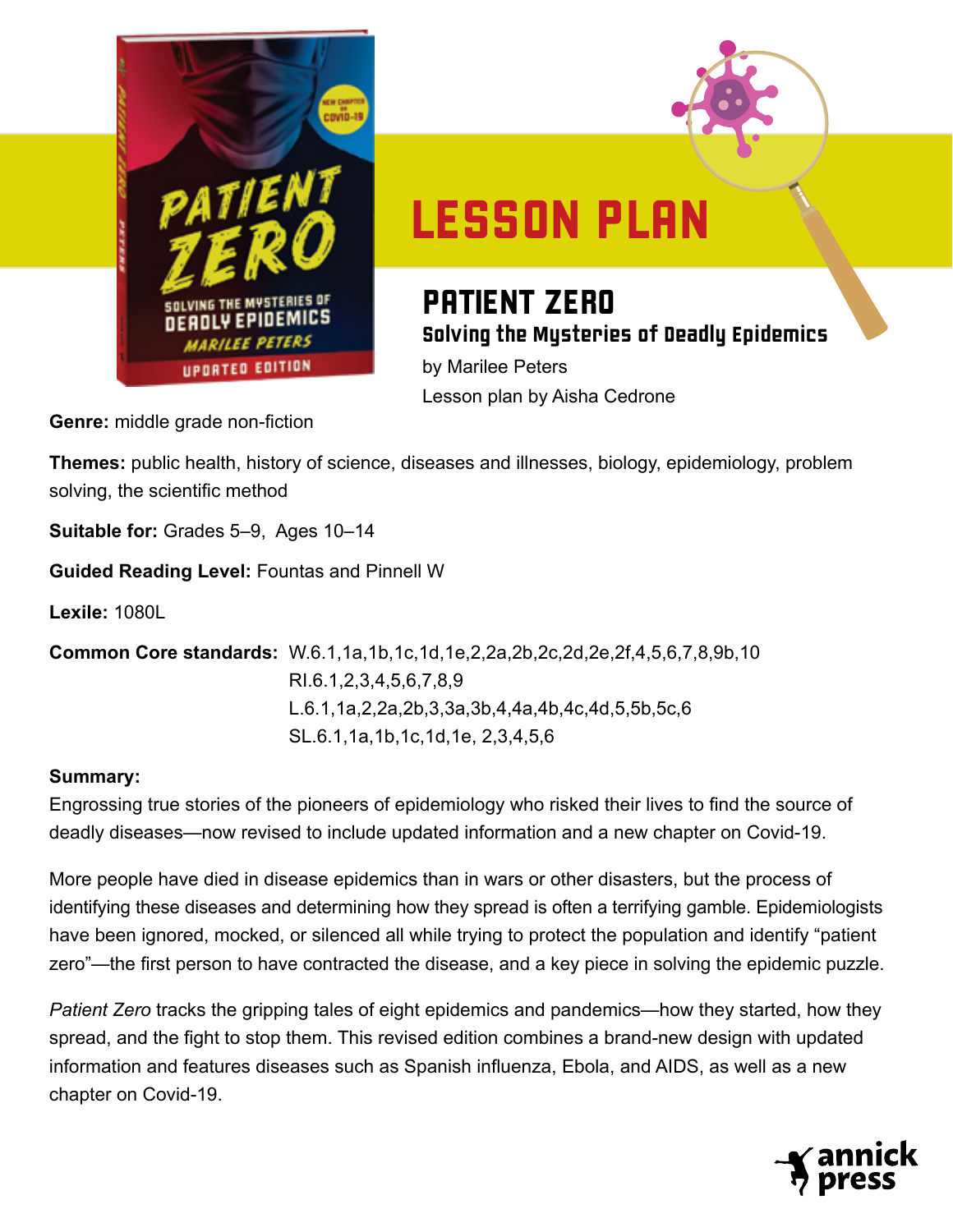# LESSON PLAN

## PATIENT ZERO

### Solving the Mysteries of Deadly Epidemics

by Marilee Peters

Lesson plan by Aisha Cedrone

**Genre:** middle grade non-fiction

**Themes:** public health, history of science, diseases and illnesses, biology, epidemiology, problem solving, the scientific method

**Suitable for:** Grades 5–9, Ages 10–14

**Guided Reading Level:** Fountas and Pinnell W

**Lexile:** 1080L

**Common Core standards:** W.6.1,1a,1b,1c,1d,1e,2,2a,2b,2c,2d,2e,2f,4,5,6,7,8,9b,10
RI.6.1,2,3,4,5,6,7,8,9
L.6.1,1a,2,2a,2b,3,3a,3b,4,4a,4b,4c,4d,5,5b,5c,6
SL.6.1,1a,1b,1c,1d,1e, 2,3,4,5,6

**Summary:**

Engrossing true stories of the pioneers of epidemiology who risked their lives to find the source of deadly diseases—now revised to include updated information and a new chapter on Covid-19.

More people have died in disease epidemics than in wars or other disasters, but the process of identifying these diseases and determining how they spread is often a terrifying gamble. Epidemiologists have been ignored, mocked, or silenced all while trying to protect the population and identify "patient zero"—the first person to have contracted the disease, and a key piece in solving the epidemic puzzle.

*Patient Zero* tracks the gripping tales of eight epidemics and pandemics—how they started, how they spread, and the fight to stop them. This revised edition combines a brand-new design with updated information and features diseases such as Spanish influenza, Ebola, and AIDS, as well as a new chapter on Covid-19.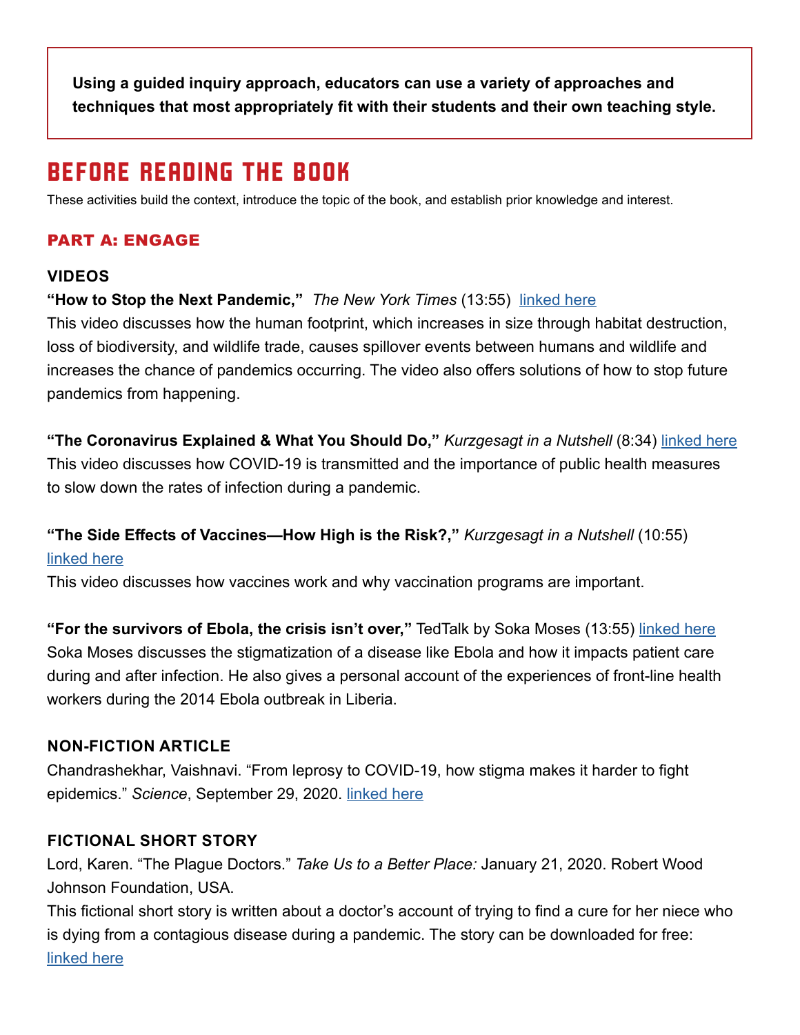**Using a guided inquiry approach, educators can use a variety of approaches and techniques that most appropriately fit with their students and their own teaching style.**

# BEFORE READING THE BOOK

These activities build the context, introduce the topic of the book, and establish prior knowledge and interest.

## PART A: ENGAGE

### VIDEOS

**"How to Stop the Next Pandemic,"** *The New York Times* (13:55) linked here

This video discusses how the human footprint, which increases in size through habitat destruction, loss of biodiversity, and wildlife trade, causes spillover events between humans and wildlife and increases the chance of pandemics occurring. The video also offers solutions of how to stop future pandemics from happening.

**"The Coronavirus Explained & What You Should Do,"** *Kurzgesagt in a Nutshell* (8:34) linked here

This video discusses how COVID-19 is transmitted and the importance of public health measures to slow down the rates of infection during a pandemic.

**"The Side Effects of Vaccines—How High is the Risk?,"** *Kurzgesagt in a Nutshell* (10:55) linked here

This video discusses how vaccines work and why vaccination programs are important.

**"For the survivors of Ebola, the crisis isn't over,"** TedTalk by Soka Moses (13:55) linked here

Soka Moses discusses the stigmatization of a disease like Ebola and how it impacts patient care during and after infection. He also gives a personal account of the experiences of front-line health workers during the 2014 Ebola outbreak in Liberia.

### NON-FICTION ARTICLE

Chandrashekhar, Vaishnavi. "From leprosy to COVID-19, how stigma makes it harder to fight epidemics." *Science*, September 29, 2020. linked here

### FICTIONAL SHORT STORY

Lord, Karen. "The Plague Doctors." *Take Us to a Better Place:* January 21, 2020. Robert Wood Johnson Foundation, USA.

This fictional short story is written about a doctor's account of trying to find a cure for her niece who is dying from a contagious disease during a pandemic. The story can be downloaded for free: linked here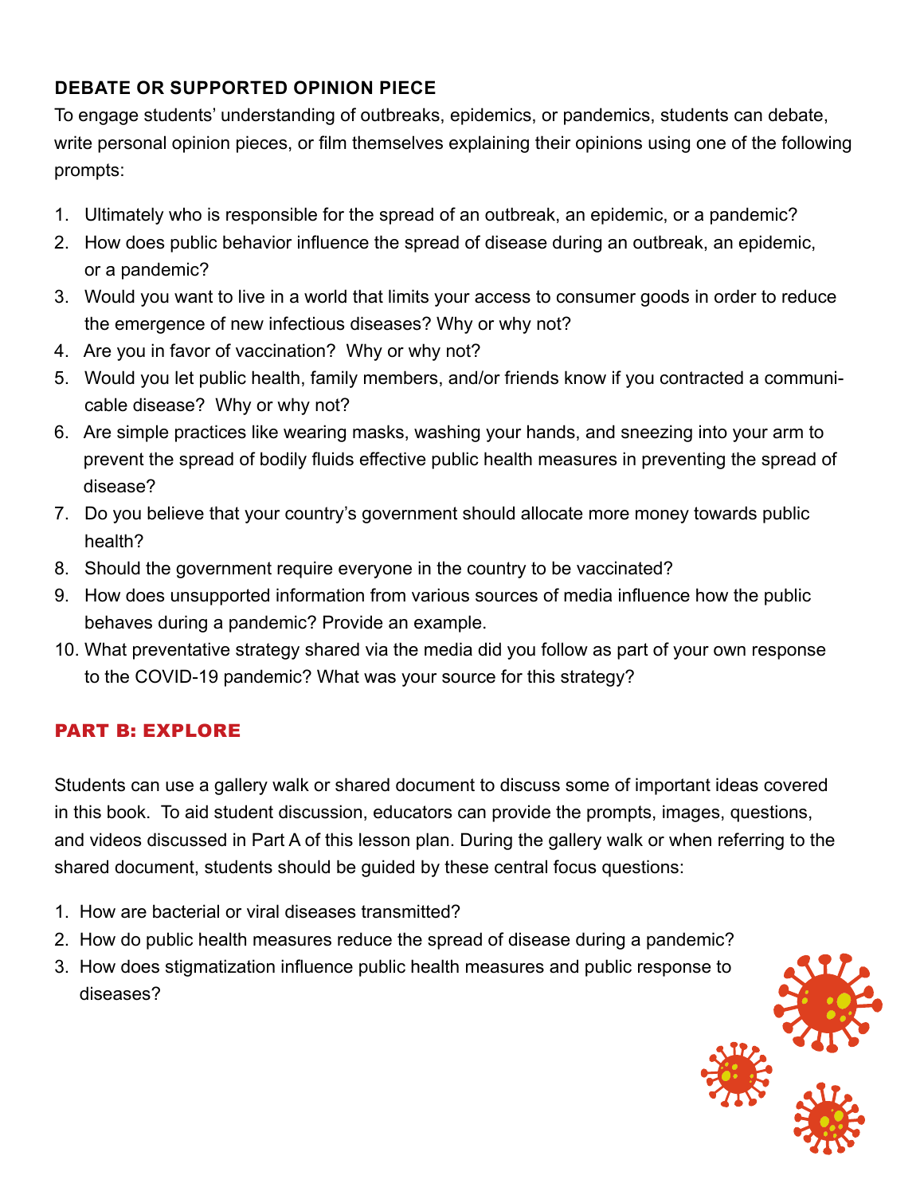### DEBATE OR SUPPORTED OPINION PIECE

To engage students' understanding of outbreaks, epidemics, or pandemics, students can debate, write personal opinion pieces, or film themselves explaining their opinions using one of the following prompts:

1. Ultimately who is responsible for the spread of an outbreak, an epidemic, or a pandemic?
2. How does public behavior influence the spread of disease during an outbreak, an epidemic, or a pandemic?
3. Would you want to live in a world that limits your access to consumer goods in order to reduce the emergence of new infectious diseases? Why or why not?
4. Are you in favor of vaccination? Why or why not?
5. Would you let public health, family members, and/or friends know if you contracted a communicable disease? Why or why not?
6. Are simple practices like wearing masks, washing your hands, and sneezing into your arm to prevent the spread of bodily fluids effective public health measures in preventing the spread of disease?
7. Do you believe that your country's government should allocate more money towards public health?
8. Should the government require everyone in the country to be vaccinated?
9. How does unsupported information from various sources of media influence how the public behaves during a pandemic? Provide an example.
10. What preventative strategy shared via the media did you follow as part of your own response to the COVID-19 pandemic? What was your source for this strategy?

## PART B: EXPLORE

Students can use a gallery walk or shared document to discuss some of important ideas covered in this book. To aid student discussion, educators can provide the prompts, images, questions, and videos discussed in Part A of this lesson plan. During the gallery walk or when referring to the shared document, students should be guided by these central focus questions:

1. How are bacterial or viral diseases transmitted?
2. How do public health measures reduce the spread of disease during a pandemic?
3. How does stigmatization influence public health measures and public response to diseases?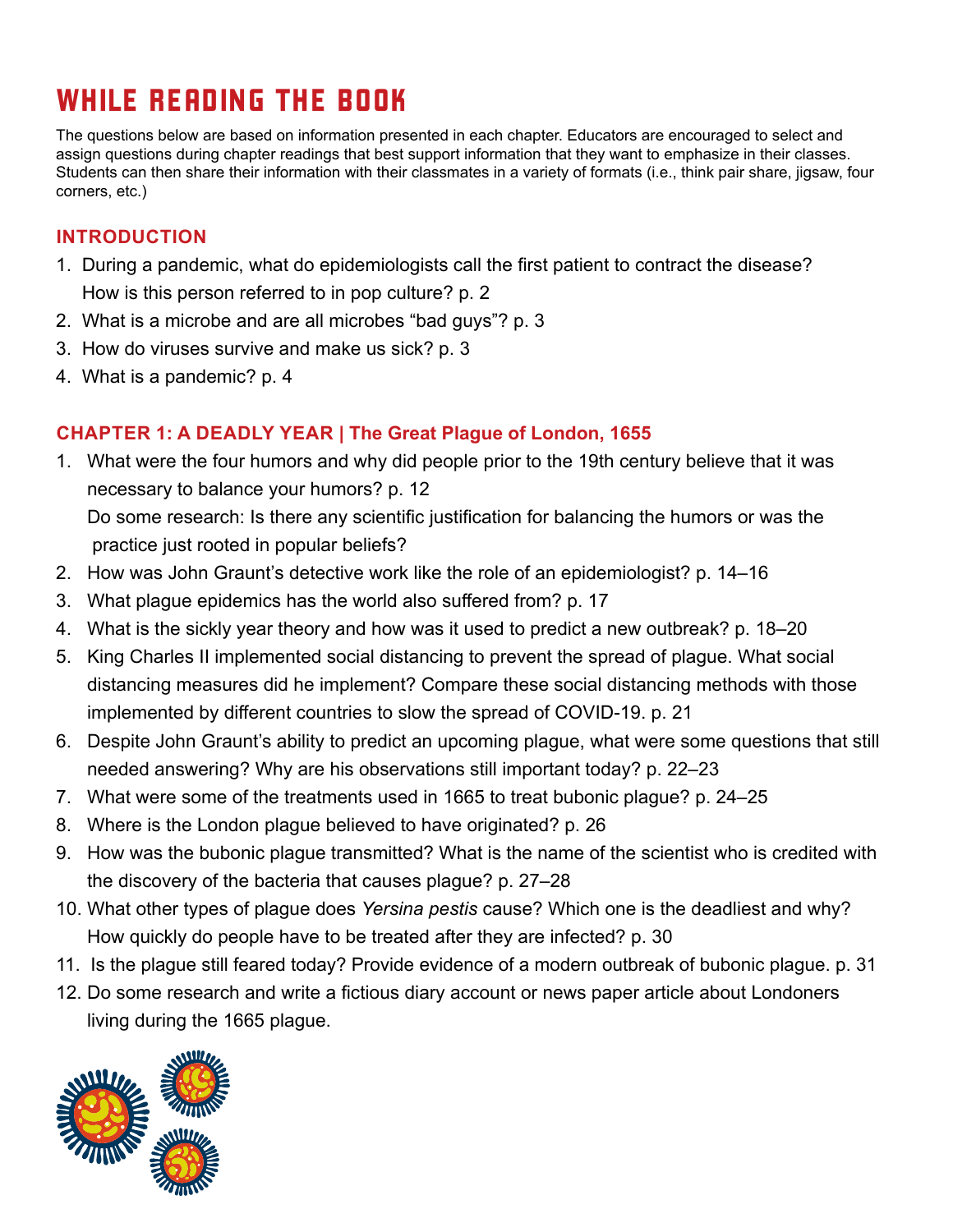# WHILE READING THE BOOK

The questions below are based on information presented in each chapter. Educators are encouraged to select and assign questions during chapter readings that best support information that they want to emphasize in their classes. Students can then share their information with their classmates in a variety of formats (i.e., think pair share, jigsaw, four corners, etc.)

## INTRODUCTION

1. During a pandemic, what do epidemiologists call the first patient to contract the disease? How is this person referred to in pop culture? p. 2
2. What is a microbe and are all microbes "bad guys"? p. 3
3. How do viruses survive and make us sick? p. 3
4. What is a pandemic? p. 4

## CHAPTER 1: A DEADLY YEAR | The Great Plague of London, 1655

1. What were the four humors and why did people prior to the 19th century believe that it was necessary to balance your humors? p. 12
   Do some research: Is there any scientific justification for balancing the humors or was the practice just rooted in popular beliefs?
2. How was John Graunt's detective work like the role of an epidemiologist? p. 14–16
3. What plague epidemics has the world also suffered from? p. 17
4. What is the sickly year theory and how was it used to predict a new outbreak? p. 18–20
5. King Charles II implemented social distancing to prevent the spread of plague. What social distancing measures did he implement? Compare these social distancing methods with those implemented by different countries to slow the spread of COVID-19. p. 21
6. Despite John Graunt's ability to predict an upcoming plague, what were some questions that still needed answering? Why are his observations still important today? p. 22–23
7. What were some of the treatments used in 1665 to treat bubonic plague? p. 24–25
8. Where is the London plague believed to have originated? p. 26
9. How was the bubonic plague transmitted? What is the name of the scientist who is credited with the discovery of the bacteria that causes plague? p. 27–28
10. What other types of plague does *Yersina pestis* cause? Which one is the deadliest and why? How quickly do people have to be treated after they are infected? p. 30
11. Is the plague still feared today? Provide evidence of a modern outbreak of bubonic plague. p. 31
12. Do some research and write a fictious diary account or news paper article about Londoners living during the 1665 plague.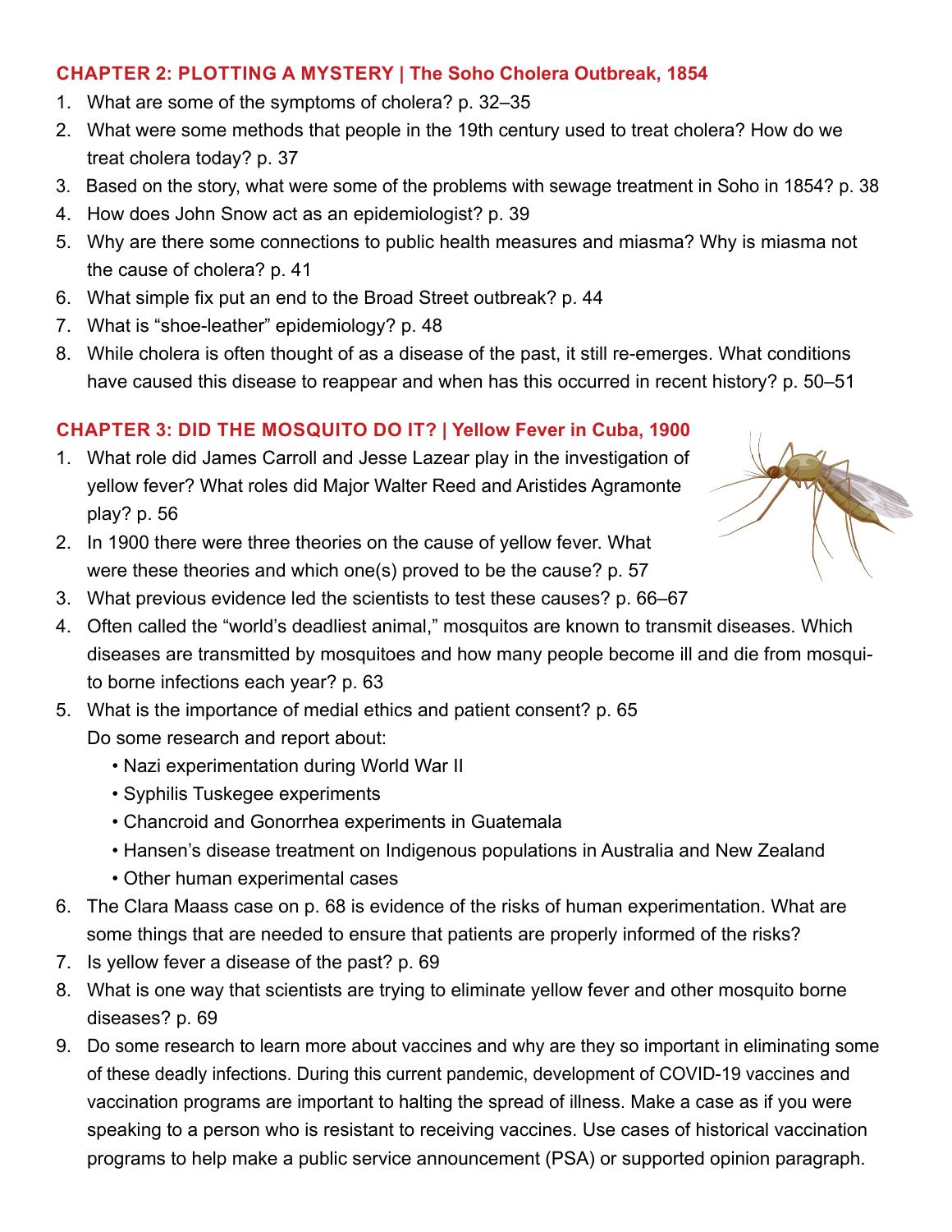## CHAPTER 2: PLOTTING A MYSTERY | The Soho Cholera Outbreak, 1854

1. What are some of the symptoms of cholera? p. 32–35
2. What were some methods that people in the 19th century used to treat cholera? How do we treat cholera today? p. 37
3. Based on the story, what were some of the problems with sewage treatment in Soho in 1854? p. 38
4. How does John Snow act as an epidemiologist? p. 39
5. Why are there some connections to public health measures and miasma? Why is miasma not the cause of cholera? p. 41
6. What simple fix put an end to the Broad Street outbreak? p. 44
7. What is "shoe-leather" epidemiology? p. 48
8. While cholera is often thought of as a disease of the past, it still re-emerges. What conditions have caused this disease to reappear and when has this occurred in recent history? p. 50–51

## CHAPTER 3: DID THE MOSQUITO DO IT? | Yellow Fever in Cuba, 1900

1. What role did James Carroll and Jesse Lazear play in the investigation of yellow fever? What roles did Major Walter Reed and Aristides Agramonte play? p. 56
2. In 1900 there were three theories on the cause of yellow fever. What were these theories and which one(s) proved to be the cause? p. 57
3. What previous evidence led the scientists to test these causes? p. 66–67
4. Often called the "world's deadliest animal," mosquitos are known to transmit diseases. Which diseases are transmitted by mosquitoes and how many people become ill and die from mosquito borne infections each year? p. 63
5. What is the importance of medial ethics and patient consent? p. 65
   Do some research and report about:
   - Nazi experimentation during World War II
   - Syphilis Tuskegee experiments
   - Chancroid and Gonorrhea experiments in Guatemala
   - Hansen's disease treatment on Indigenous populations in Australia and New Zealand
   - Other human experimental cases
6. The Clara Maass case on p. 68 is evidence of the risks of human experimentation. What are some things that are needed to ensure that patients are properly informed of the risks?
7. Is yellow fever a disease of the past? p. 69
8. What is one way that scientists are trying to eliminate yellow fever and other mosquito borne diseases? p. 69
9. Do some research to learn more about vaccines and why are they so important in eliminating some of these deadly infections. During this current pandemic, development of COVID-19 vaccines and vaccination programs are important to halting the spread of illness. Make a case as if you were speaking to a person who is resistant to receiving vaccines. Use cases of historical vaccination programs to help make a public service announcement (PSA) or supported opinion paragraph.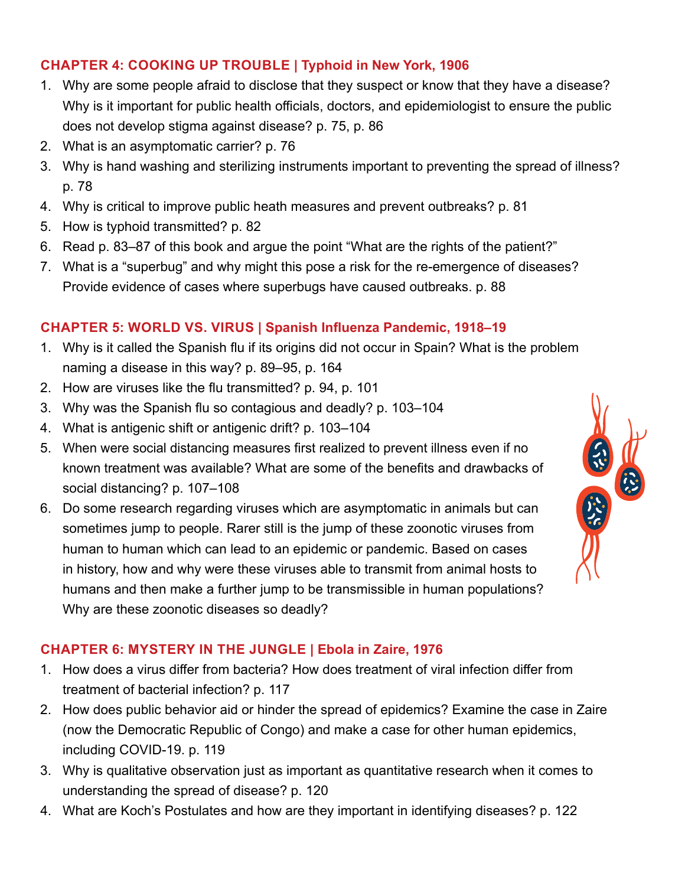## CHAPTER 4: COOKING UP TROUBLE | Typhoid in New York, 1906

1. Why are some people afraid to disclose that they suspect or know that they have a disease? Why is it important for public health officials, doctors, and epidemiologist to ensure the public does not develop stigma against disease? p. 75, p. 86
2. What is an asymptomatic carrier? p. 76
3. Why is hand washing and sterilizing instruments important to preventing the spread of illness? p. 78
4. Why is critical to improve public heath measures and prevent outbreaks? p. 81
5. How is typhoid transmitted? p. 82
6. Read p. 83–87 of this book and argue the point "What are the rights of the patient?"
7. What is a "superbug" and why might this pose a risk for the re-emergence of diseases? Provide evidence of cases where superbugs have caused outbreaks. p. 88

## CHAPTER 5: WORLD VS. VIRUS | Spanish Influenza Pandemic, 1918–19

1. Why is it called the Spanish flu if its origins did not occur in Spain? What is the problem naming a disease in this way? p. 89–95, p. 164
2. How are viruses like the flu transmitted? p. 94, p. 101
3. Why was the Spanish flu so contagious and deadly? p. 103–104
4. What is antigenic shift or antigenic drift? p. 103–104
5. When were social distancing measures first realized to prevent illness even if no known treatment was available? What are some of the benefits and drawbacks of social distancing? p. 107–108
6. Do some research regarding viruses which are asymptomatic in animals but can sometimes jump to people. Rarer still is the jump of these zoonotic viruses from human to human which can lead to an epidemic or pandemic. Based on cases in history, how and why were these viruses able to transmit from animal hosts to humans and then make a further jump to be transmissible in human populations? Why are these zoonotic diseases so deadly?

## CHAPTER 6: MYSTERY IN THE JUNGLE | Ebola in Zaire, 1976

1. How does a virus differ from bacteria? How does treatment of viral infection differ from treatment of bacterial infection? p. 117
2. How does public behavior aid or hinder the spread of epidemics? Examine the case in Zaire (now the Democratic Republic of Congo) and make a case for other human epidemics, including COVID-19. p. 119
3. Why is qualitative observation just as important as quantitative research when it comes to understanding the spread of disease? p. 120
4. What are Koch's Postulates and how are they important in identifying diseases? p. 122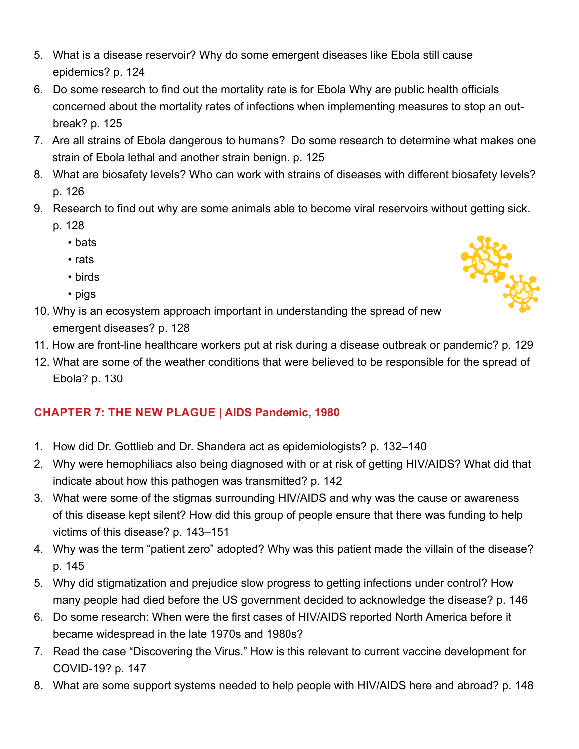5. What is a disease reservoir? Why do some emergent diseases like Ebola still cause epidemics? p. 124
6. Do some research to find out the mortality rate is for Ebola Why are public health officials concerned about the mortality rates of infections when implementing measures to stop an out-break? p. 125
7. Are all strains of Ebola dangerous to humans? Do some research to determine what makes one strain of Ebola lethal and another strain benign. p. 125
8. What are biosafety levels? Who can work with strains of diseases with different biosafety levels? p. 126
9. Research to find out why are some animals able to become viral reservoirs without getting sick. p. 128
   - bats
   - rats
   - birds
   - pigs
10. Why is an ecosystem approach important in understanding the spread of new emergent diseases? p. 128
11. How are front-line healthcare workers put at risk during a disease outbreak or pandemic? p. 129
12. What are some of the weather conditions that were believed to be responsible for the spread of Ebola? p. 130

## CHAPTER 7: THE NEW PLAGUE | AIDS Pandemic, 1980

1. How did Dr. Gottlieb and Dr. Shandera act as epidemiologists? p. 132–140
2. Why were hemophiliacs also being diagnosed with or at risk of getting HIV/AIDS? What did that indicate about how this pathogen was transmitted? p. 142
3. What were some of the stigmas surrounding HIV/AIDS and why was the cause or awareness of this disease kept silent? How did this group of people ensure that there was funding to help victims of this disease? p. 143–151
4. Why was the term "patient zero" adopted? Why was this patient made the villain of the disease? p. 145
5. Why did stigmatization and prejudice slow progress to getting infections under control? How many people had died before the US government decided to acknowledge the disease? p. 146
6. Do some research: When were the first cases of HIV/AIDS reported North America before it became widespread in the late 1970s and 1980s?
7. Read the case "Discovering the Virus." How is this relevant to current vaccine development for COVID-19? p. 147
8. What are some support systems needed to help people with HIV/AIDS here and abroad? p. 148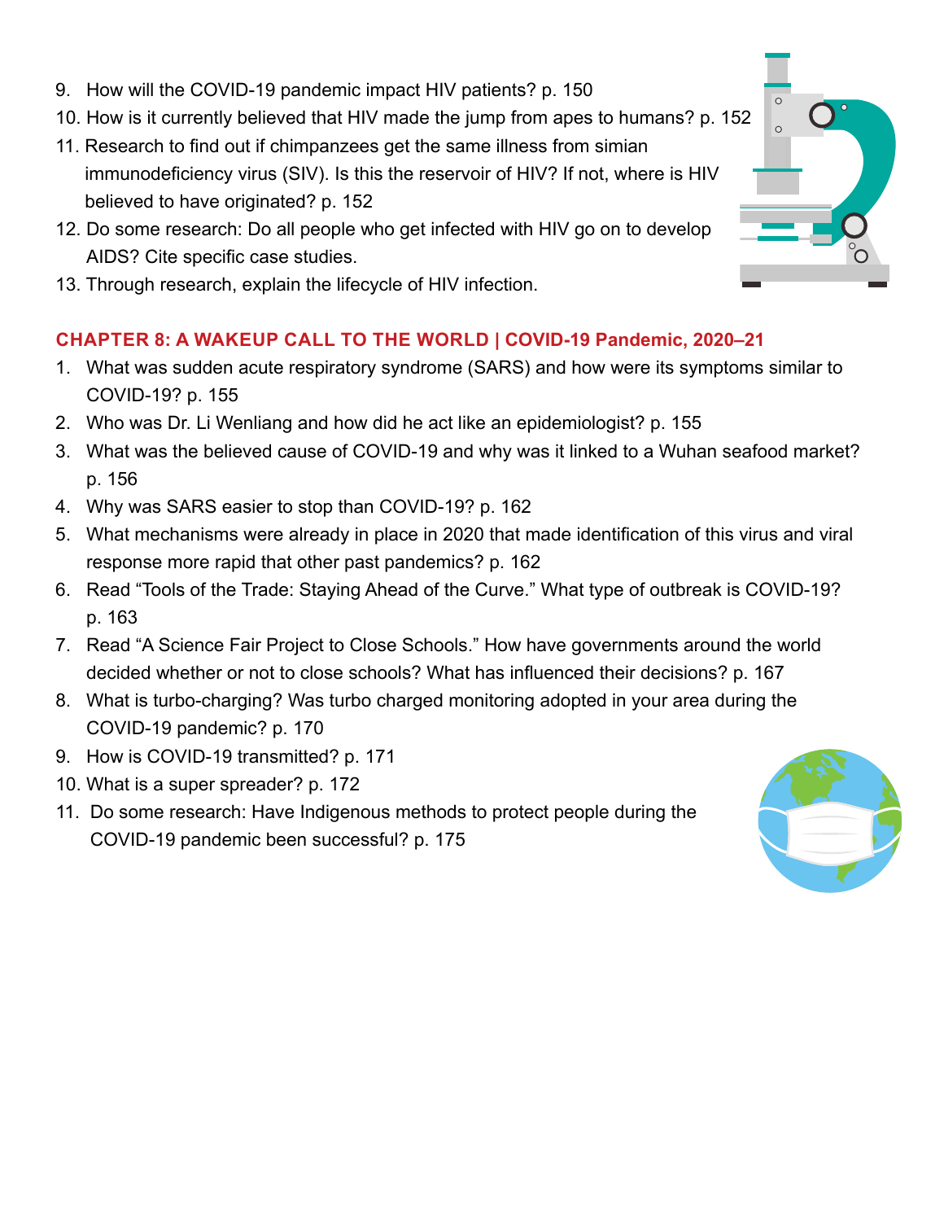9. How will the COVID-19 pandemic impact HIV patients? p. 150
10. How is it currently believed that HIV made the jump from apes to humans? p. 152
11. Research to find out if chimpanzees get the same illness from simian immunodeficiency virus (SIV). Is this the reservoir of HIV? If not, where is HIV believed to have originated? p. 152
12. Do some research: Do all people who get infected with HIV go on to develop AIDS? Cite specific case studies.
13. Through research, explain the lifecycle of HIV infection.

## CHAPTER 8: A WAKEUP CALL TO THE WORLD | COVID-19 Pandemic, 2020–21

1. What was sudden acute respiratory syndrome (SARS) and how were its symptoms similar to COVID-19? p. 155
2. Who was Dr. Li Wenliang and how did he act like an epidemiologist? p. 155
3. What was the believed cause of COVID-19 and why was it linked to a Wuhan seafood market? p. 156
4. Why was SARS easier to stop than COVID-19? p. 162
5. What mechanisms were already in place in 2020 that made identification of this virus and viral response more rapid that other past pandemics? p. 162
6. Read "Tools of the Trade: Staying Ahead of the Curve." What type of outbreak is COVID-19? p. 163
7. Read "A Science Fair Project to Close Schools." How have governments around the world decided whether or not to close schools? What has influenced their decisions? p. 167
8. What is turbo-charging? Was turbo charged monitoring adopted in your area during the COVID-19 pandemic? p. 170
9. How is COVID-19 transmitted? p. 171
10. What is a super spreader? p. 172
11. Do some research: Have Indigenous methods to protect people during the COVID-19 pandemic been successful? p. 175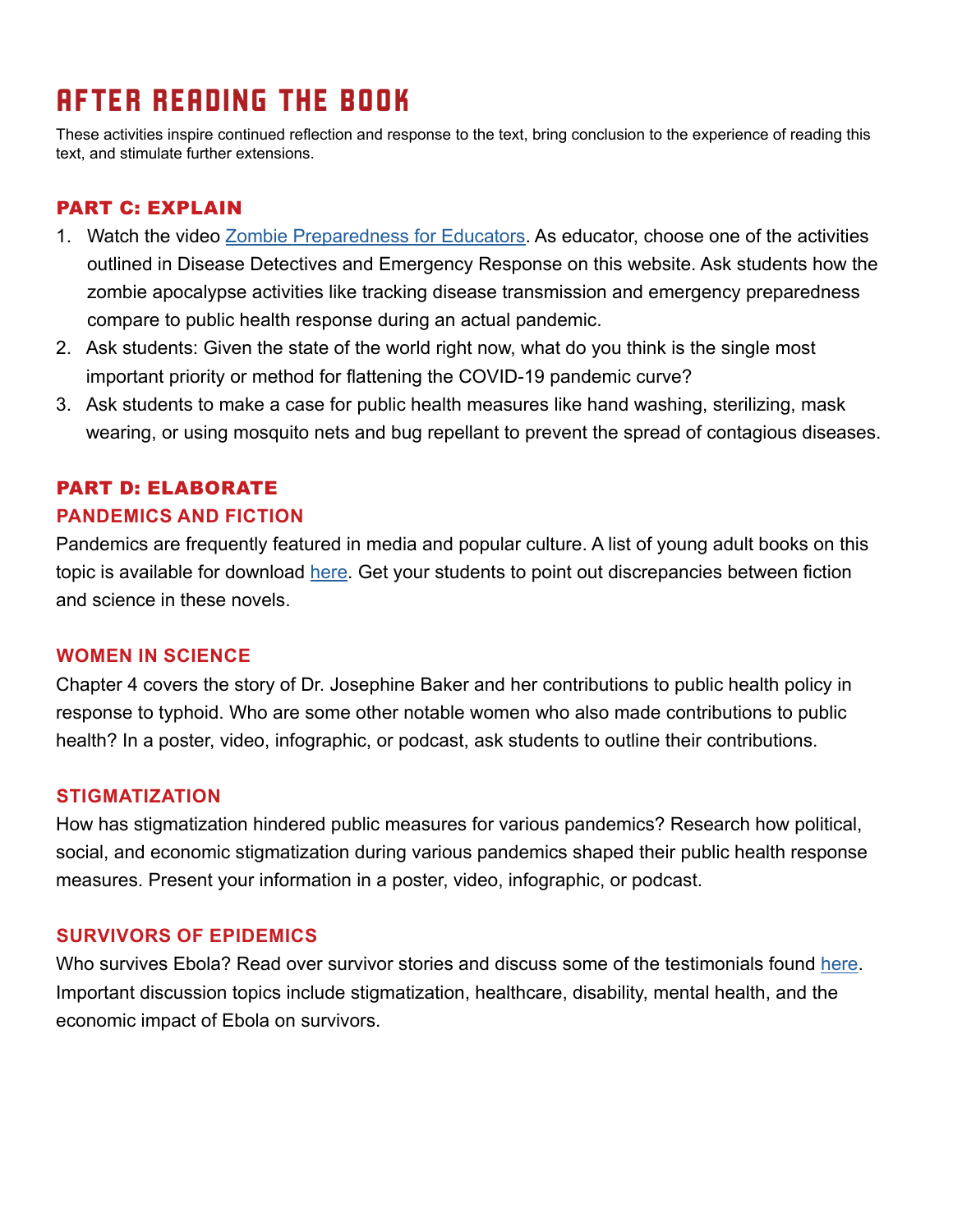# AFTER READING THE BOOK

These activities inspire continued reflection and response to the text, bring conclusion to the experience of reading this text, and stimulate further extensions.

## PART C: EXPLAIN

1. Watch the video Zombie Preparedness for Educators. As educator, choose one of the activities outlined in Disease Detectives and Emergency Response on this website. Ask students how the zombie apocalypse activities like tracking disease transmission and emergency preparedness compare to public health response during an actual pandemic.
2. Ask students: Given the state of the world right now, what do you think is the single most important priority or method for flattening the COVID-19 pandemic curve?
3. Ask students to make a case for public health measures like hand washing, sterilizing, mask wearing, or using mosquito nets and bug repellant to prevent the spread of contagious diseases.

## PART D: ELABORATE

### PANDEMICS AND FICTION

Pandemics are frequently featured in media and popular culture. A list of young adult books on this topic is available for download here. Get your students to point out discrepancies between fiction and science in these novels.

### WOMEN IN SCIENCE

Chapter 4 covers the story of Dr. Josephine Baker and her contributions to public health policy in response to typhoid. Who are some other notable women who also made contributions to public health? In a poster, video, infographic, or podcast, ask students to outline their contributions.

### STIGMATIZATION

How has stigmatization hindered public measures for various pandemics? Research how political, social, and economic stigmatization during various pandemics shaped their public health response measures. Present your information in a poster, video, infographic, or podcast.

### SURVIVORS OF EPIDEMICS

Who survives Ebola? Read over survivor stories and discuss some of the testimonials found here. Important discussion topics include stigmatization, healthcare, disability, mental health, and the economic impact of Ebola on survivors.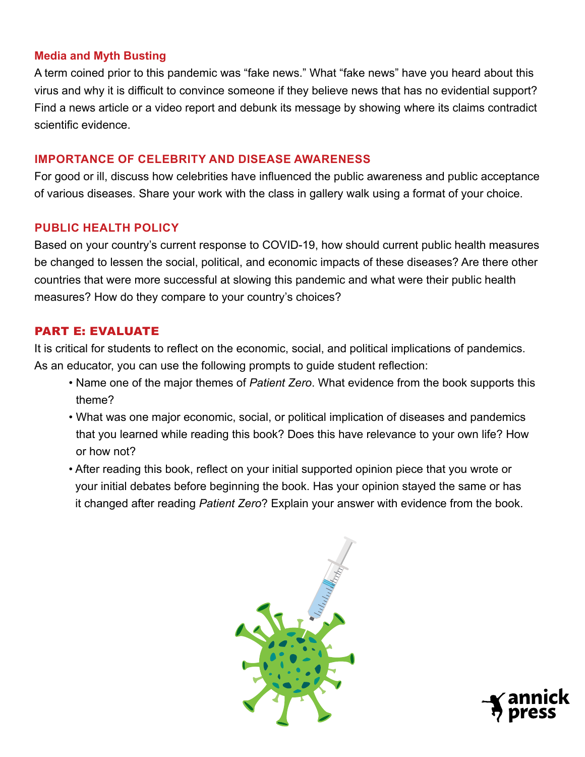### Media and Myth Busting

A term coined prior to this pandemic was "fake news." What "fake news" have you heard about this virus and why it is difficult to convince someone if they believe news that has no evidential support? Find a news article or a video report and debunk its message by showing where its claims contradict scientific evidence.

### IMPORTANCE OF CELEBRITY AND DISEASE AWARENESS

For good or ill, discuss how celebrities have influenced the public awareness and public acceptance of various diseases. Share your work with the class in gallery walk using a format of your choice.

### PUBLIC HEALTH POLICY

Based on your country's current response to COVID-19, how should current public health measures be changed to lessen the social, political, and economic impacts of these diseases? Are there other countries that were more successful at slowing this pandemic and what were their public health measures? How do they compare to your country's choices?

## PART E: EVALUATE

It is critical for students to reflect on the economic, social, and political implications of pandemics. As an educator, you can use the following prompts to guide student reflection:

- Name one of the major themes of *Patient Zero*. What evidence from the book supports this theme?
- What was one major economic, social, or political implication of diseases and pandemics that you learned while reading this book? Does this have relevance to your own life? How or how not?
- After reading this book, reflect on your initial supported opinion piece that you wrote or your initial debates before beginning the book. Has your opinion stayed the same or has it changed after reading *Patient Zero*? Explain your answer with evidence from the book.

annick press